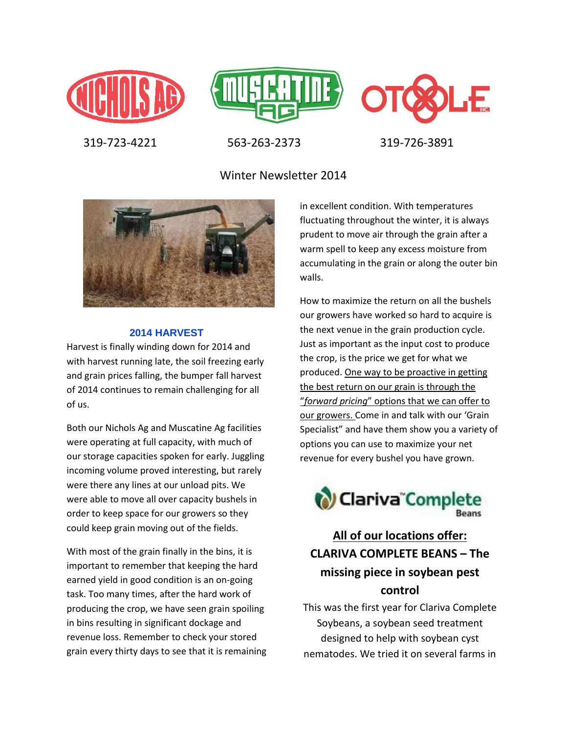319-723-4221 563-263-2373 319-726-3891

# Winter Newsletter 2014

## 2014 HARVEST

Harvest is finally winding down for 2014 and with harvest running late, the soil freezing early and grain prices falling, the bumper fall harvest of 2014 continues to remain challenging for all of us.

Both our Nichols Ag and Muscatine Ag facilities were operating at full capacity, with much of our storage capacities spoken for early. Juggling incoming volume proved interesting, but rarely were there any lines at our unload pits. We were able to move all over capacity bushels in order to keep space for our growers so they could keep grain moving out of the fields.

With most of the grain finally in the bins, it is important to remember that keeping the hard earned yield in good condition is an on-going task. Too many times, after the hard work of producing the crop, we have seen grain spoiling in bins resulting in significant dockage and revenue loss. Remember to check your stored grain every thirty days to see that it is remaining in excellent condition. With temperatures fluctuating throughout the winter, it is always prudent to move air through the grain after a warm spell to keep any excess moisture from accumulating in the grain or along the outer bin walls.

How to maximize the return on all the bushels our growers have worked so hard to acquire is the next venue in the grain production cycle. Just as important as the input cost to produce the crop, is the price we get for what we produced. One way to be proactive in getting the best return on our grain is through the "*forward pricing*" options that we can offer to our growers. Come in and talk with our 'Grain Specialist" and have them show you a variety of options you can use to maximize your net revenue for every bushel you have grown.

## All of our locations offer: CLARIVA COMPLETE BEANS – The missing piece in soybean pest control

This was the first year for Clariva Complete Soybeans, a soybean seed treatment designed to help with soybean cyst nematodes. We tried it on several farms in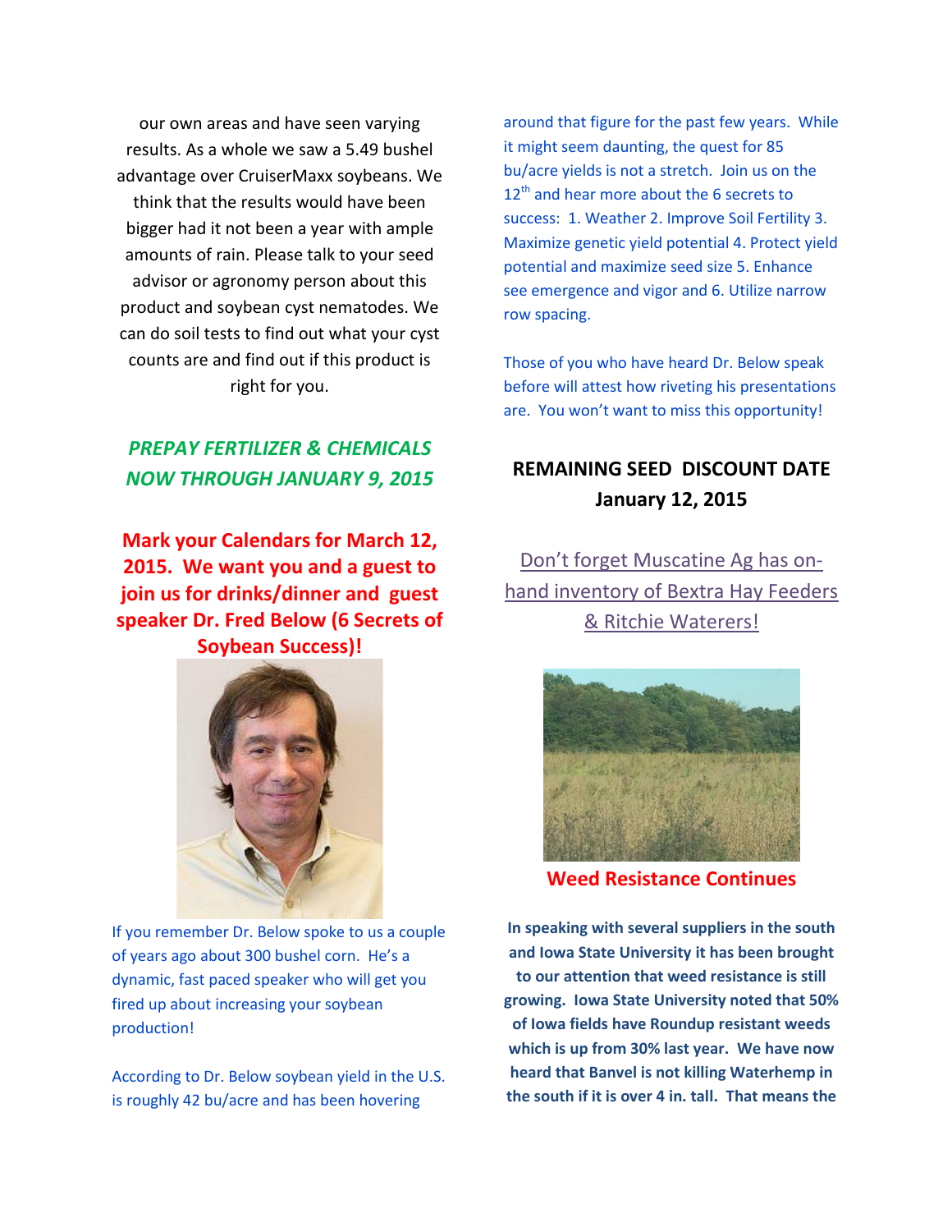our own areas and have seen varying results. As a whole we saw a 5.49 bushel advantage over CruiserMaxx soybeans. We think that the results would have been bigger had it not been a year with ample amounts of rain. Please talk to your seed advisor or agronomy person about this product and soybean cyst nematodes. We can do soil tests to find out what your cyst counts are and find out if this product is right for you.

***PREPAY FERTILIZER & CHEMICALS NOW THROUGH JANUARY 9, 2015***

**Mark your Calendars for March 12, 2015. We want you and a guest to join us for drinks/dinner and guest speaker Dr. Fred Below (6 Secrets of Soybean Success)!**

If you remember Dr. Below spoke to us a couple of years ago about 300 bushel corn. He's a dynamic, fast paced speaker who will get you fired up about increasing your soybean production!

According to Dr. Below soybean yield in the U.S. is roughly 42 bu/acre and has been hovering around that figure for the past few years. While it might seem daunting, the quest for 85 bu/acre yields is not a stretch. Join us on the 12th and hear more about the 6 secrets to success: 1. Weather 2. Improve Soil Fertility 3. Maximize genetic yield potential 4. Protect yield potential and maximize seed size 5. Enhance see emergence and vigor and 6. Utilize narrow row spacing.

Those of you who have heard Dr. Below speak before will attest how riveting his presentations are. You won't want to miss this opportunity!

**REMAINING SEED DISCOUNT DATE January 12, 2015**

Don't forget Muscatine Ag has on-hand inventory of Bextra Hay Feeders & Ritchie Waterers!

**Weed Resistance Continues**

**In speaking with several suppliers in the south and Iowa State University it has been brought to our attention that weed resistance is still growing. Iowa State University noted that 50% of Iowa fields have Roundup resistant weeds which is up from 30% last year. We have now heard that Banvel is not killing Waterhemp in the south if it is over 4 in. tall. That means the**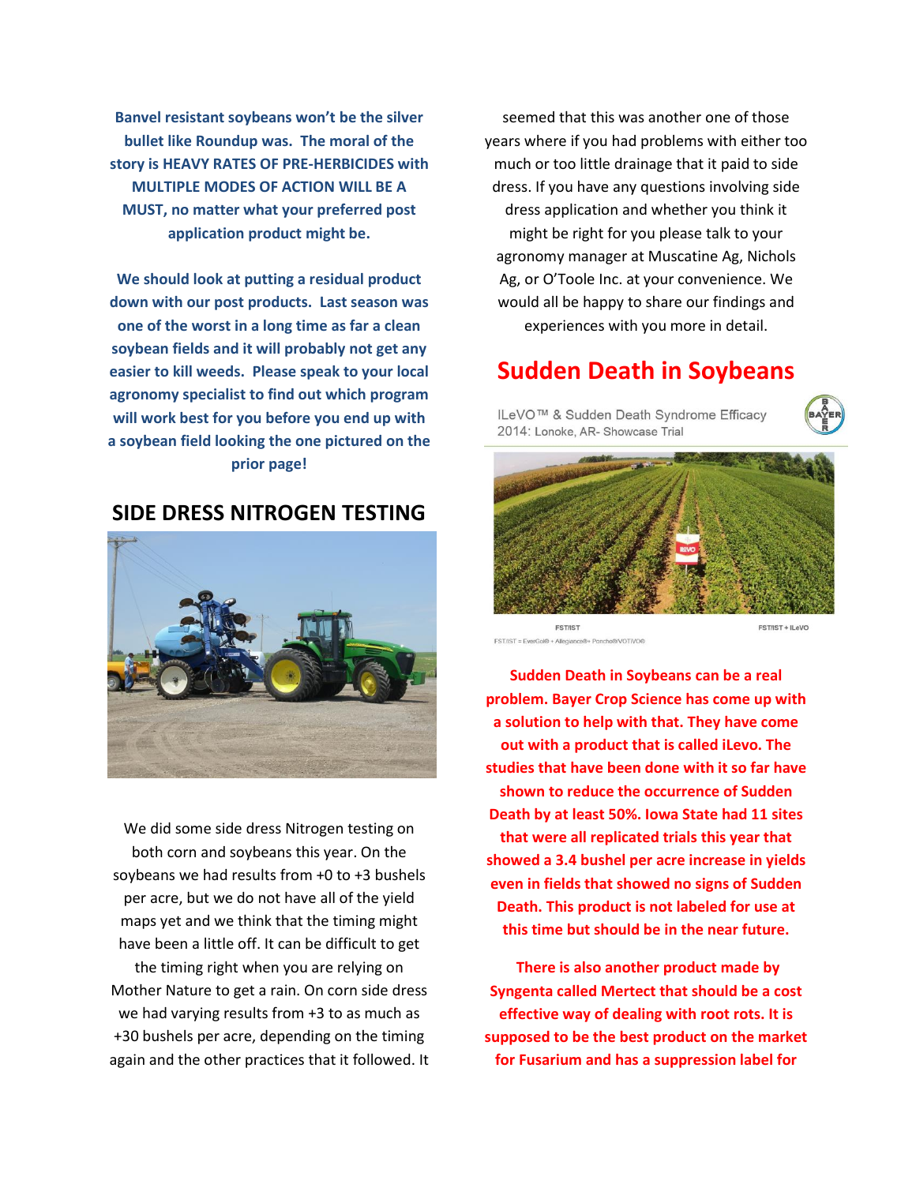**Banvel resistant soybeans won't be the silver bullet like Roundup was. The moral of the story is HEAVY RATES OF PRE-HERBICIDES with MULTIPLE MODES OF ACTION WILL BE A MUST, no matter what your preferred post application product might be.**

**We should look at putting a residual product down with our post products. Last season was one of the worst in a long time as far a clean soybean fields and it will probably not get any easier to kill weeds. Please speak to your local agronomy specialist to find out which program will work best for you before you end up with a soybean field looking the one pictured on the prior page!**

## SIDE DRESS NITROGEN TESTING

We did some side dress Nitrogen testing on both corn and soybeans this year. On the soybeans we had results from +0 to +3 bushels per acre, but we do not have all of the yield maps yet and we think that the timing might have been a little off. It can be difficult to get the timing right when you are relying on Mother Nature to get a rain. On corn side dress we had varying results from +3 to as much as +30 bushels per acre, depending on the timing again and the other practices that it followed. It seemed that this was another one of those years where if you had problems with either too much or too little drainage that it paid to side dress. If you have any questions involving side dress application and whether you think it might be right for you please talk to your agronomy manager at Muscatine Ag, Nichols Ag, or O'Toole Inc. at your convenience. We would all be happy to share our findings and experiences with you more in detail.

## Sudden Death in Soybeans

ILeVO™ & Sudden Death Syndrome Efficacy
2014: Lonoke, AR- Showcase Trial

FST/IST | FST/IST + ILeVO

FST/IST = EverGol® + Allegiance®+ Poncho®/VOTiVO®

**Sudden Death in Soybeans can be a real problem. Bayer Crop Science has come up with a solution to help with that. They have come out with a product that is called iLevo. The studies that have been done with it so far have shown to reduce the occurrence of Sudden Death by at least 50%. Iowa State had 11 sites that were all replicated trials this year that showed a 3.4 bushel per acre increase in yields even in fields that showed no signs of Sudden Death. This product is not labeled for use at this time but should be in the near future.**

**There is also another product made by Syngenta called Mertect that should be a cost effective way of dealing with root rots. It is supposed to be the best product on the market for Fusarium and has a suppression label for**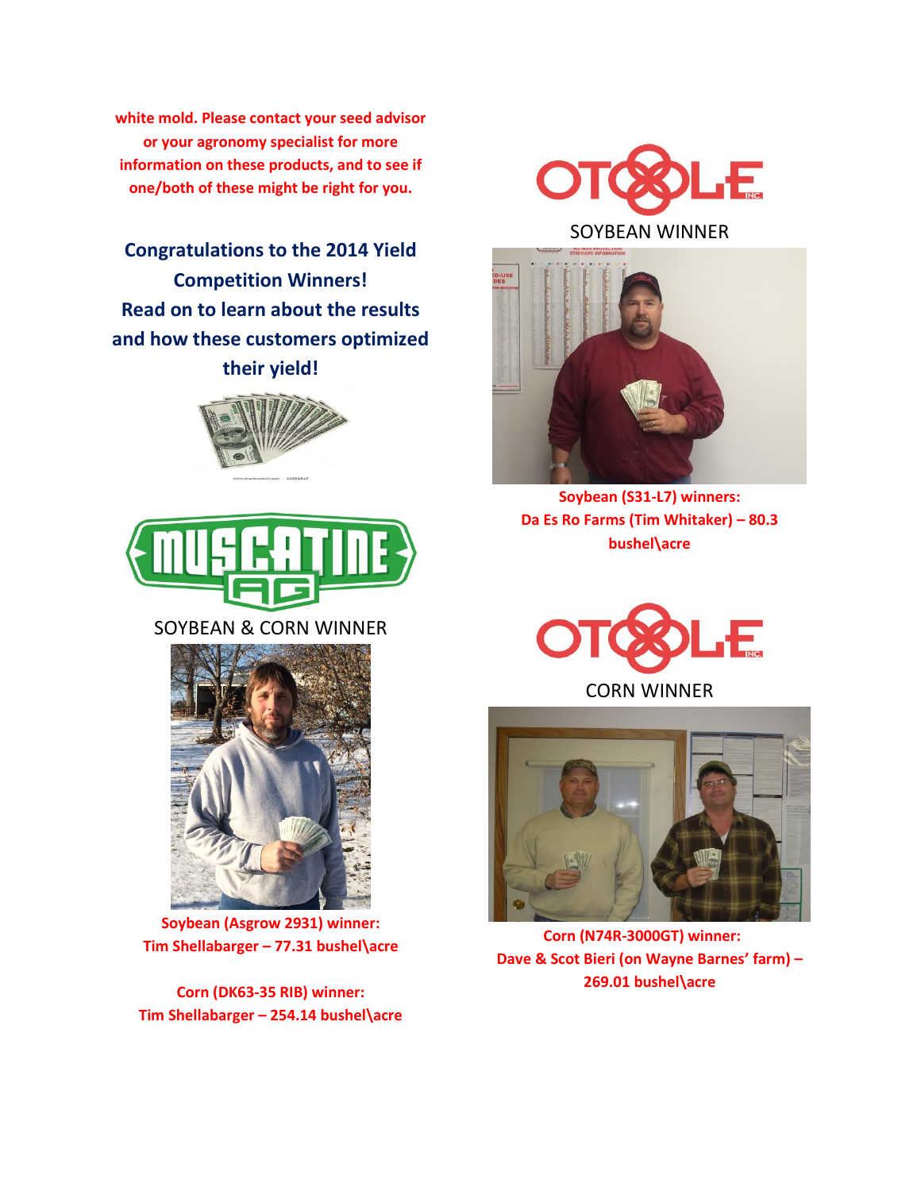**white mold. Please contact your seed advisor or your agronomy specialist for more information on these products, and to see if one/both of these might be right for you.**

## Congratulations to the 2014 Yield Competition Winners! Read on to learn about the results and how these customers optimized their yield!

SOYBEAN & CORN WINNER

**Soybean (Asgrow 2931) winner:**
**Tim Shellabarger – 77.31 bushel\acre**

**Corn (DK63-35 RIB) winner:**
**Tim Shellabarger – 254.14 bushel\acre**

SOYBEAN WINNER

**Soybean (S31-L7) winners:**
**Da Es Ro Farms (Tim Whitaker) – 80.3 bushel\acre**

CORN WINNER

**Corn (N74R-3000GT) winner:**
**Dave & Scot Bieri (on Wayne Barnes' farm) – 269.01 bushel\acre**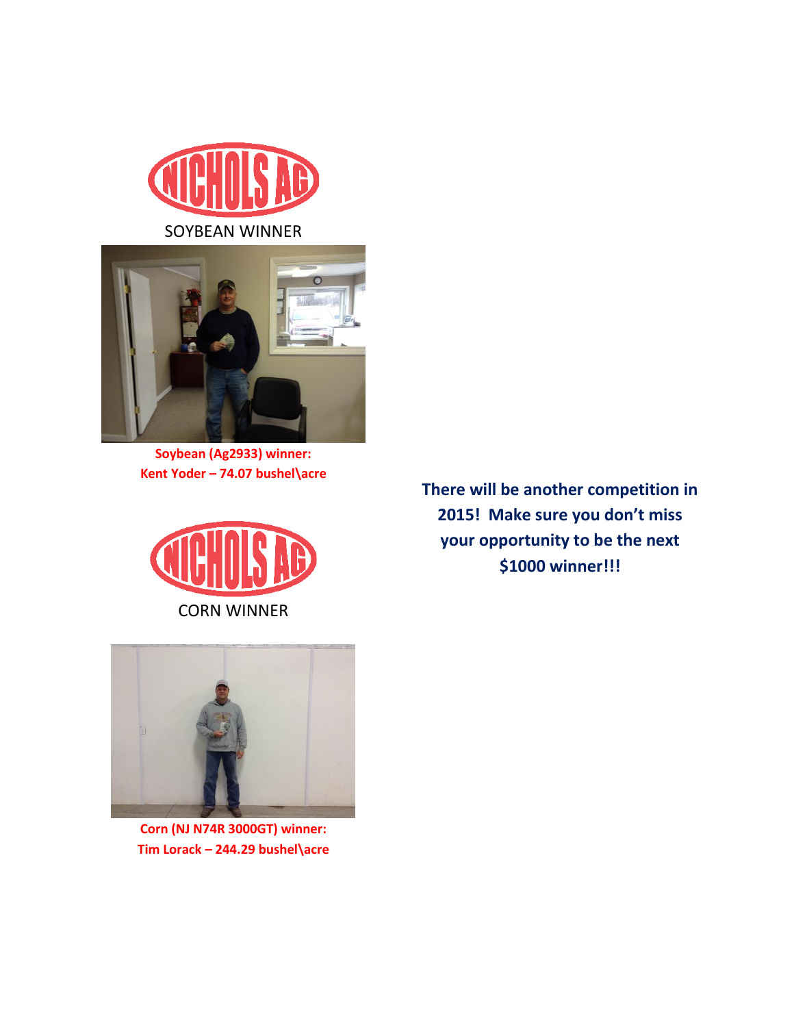NICHOLS AG

SOYBEAN WINNER

**Soybean (Ag2933) winner:**
**Kent Yoder – 74.07 bushel\acre**

NICHOLS AG

CORN WINNER

**Corn (NJ N74R 3000GT) winner:**
**Tim Lorack – 244.29 bushel\acre**

**There will be another competition in 2015! Make sure you don't miss your opportunity to be the next $1000 winner!!!**